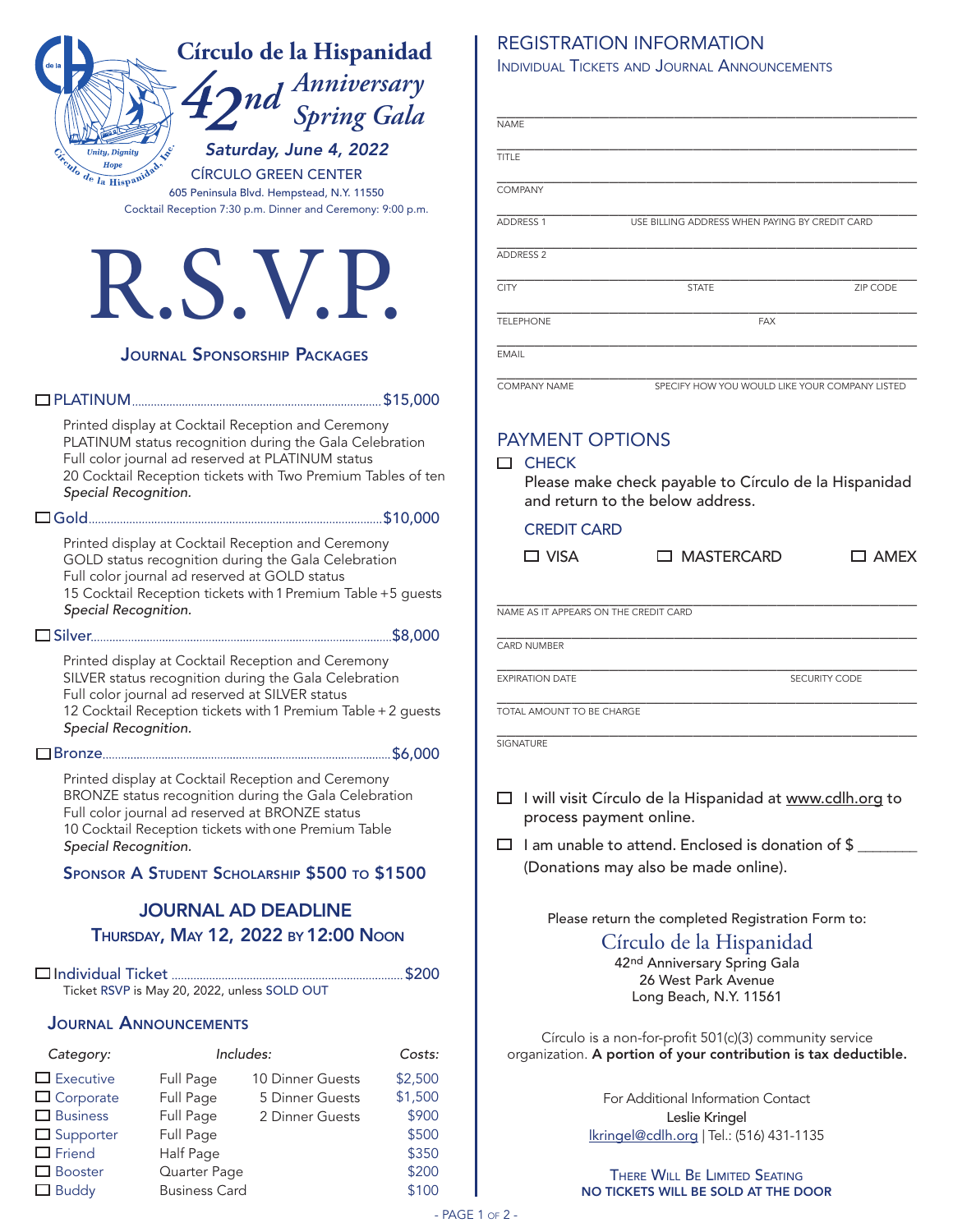# Círculo de la Hispanidad

## 42nd Anniversary Spring Gala

*Unity, Dignity, Hope*

Círculo de la Hispanidad, Inc.

**Saturday, June 4, 2022**

CÍRCULO GREEN CENTER

605 Peninsula Blvd. Hempstead, N.Y. 11550

Cocktail Reception 7:30 p.m. Dinner and Ceremony: 9:00 p.m.

# R.S.V.P.

## Journal Sponsorship Packages

☐ PLATINUM .......... $15,000

Printed display at Cocktail Reception and Ceremony
PLATINUM status recognition during the Gala Celebration
Full color journal ad reserved at PLATINUM status
20 Cocktail Reception tickets with Two Premium Tables of ten
*Special Recognition.*

☐ Gold .......... $10,000

Printed display at Cocktail Reception and Ceremony
GOLD status recognition during the Gala Celebration
Full color journal ad reserved at GOLD status
15 Cocktail Reception tickets with 1 Premium Table +5 guests
*Special Recognition.*

☐ Silver .......... $8,000

Printed display at Cocktail Reception and Ceremony
SILVER status recognition during the Gala Celebration
Full color journal ad reserved at SILVER status
12 Cocktail Reception tickets with 1 Premium Table + 2 guests
*Special Recognition.*

☐ Bronze .......... $6,000

Printed display at Cocktail Reception and Ceremony
BRONZE status recognition during the Gala Celebration
Full color journal ad reserved at BRONZE status
10 Cocktail Reception tickets with one Premium Table
*Special Recognition.*

### Sponsor A Student Scholarship $500 to $1500

### JOURNAL AD DEADLINE
### Thursday, May 12, 2022 by 12:00 Noon

☐ Individual Ticket .......... $200

Ticket RSVP is May 20, 2022, unless SOLD OUT

## Journal Announcements

| *Category:* | *Includes:* | | *Costs:* |
|---|---|---|---|
| ☐ Executive | Full Page | 10 Dinner Guests | $2,500 |
| ☐ Corporate | Full Page | 5 Dinner Guests | $1,500 |
| ☐ Business | Full Page | 2 Dinner Guests | $900 |
| ☐ Supporter | Full Page | | $500 |
| ☐ Friend | Half Page | | $350 |
| ☐ Booster | Quarter Page | | $200 |
| ☐ Buddy | Business Card | | $100 |

## REGISTRATION INFORMATION
### Individual Tickets and Journal Announcements

NAME ______________________

TITLE ______________________

COMPANY ______________________

ADDRESS 1 ______________________ USE BILLING ADDRESS WHEN PAYING BY CREDIT CARD

ADDRESS 2 ______________________

CITY ______________________ STATE ______________________ ZIP CODE ______________________

TELEPHONE ______________________ FAX ______________________

EMAIL ______________________

COMPANY NAME ______________________ SPECIFY HOW YOU WOULD LIKE YOUR COMPANY LISTED

## PAYMENT OPTIONS

☐ CHECK

Please make check payable to Círculo de la Hispanidad and return to the below address.

CREDIT CARD

☐ VISA ☐ MASTERCARD ☐ AMEX

NAME AS IT APPEARS ON THE CREDIT CARD ______________________

CARD NUMBER ______________________

EXPIRATION DATE ______________________ SECURITY CODE ______________________

TOTAL AMOUNT TO BE CHARGE ______________________

SIGNATURE ______________________

☐ I will visit Círculo de la Hispanidad at www.cdlh.org to process payment online.

☐ I am unable to attend. Enclosed is donation of $ _______ (Donations may also be made online).

Please return the completed Registration Form to:

**Círculo de la Hispanidad**
42nd Anniversary Spring Gala
26 West Park Avenue
Long Beach, N.Y. 11561

Círculo is a non-for-profit 501(c)(3) community service organization. **A portion of your contribution is tax deductible.**

For Additional Information Contact
Leslie Kringel
lkringel@cdlh.org | Tel.: (516) 431-1135

There Will Be Limited Seating
**NO TICKETS WILL BE SOLD AT THE DOOR**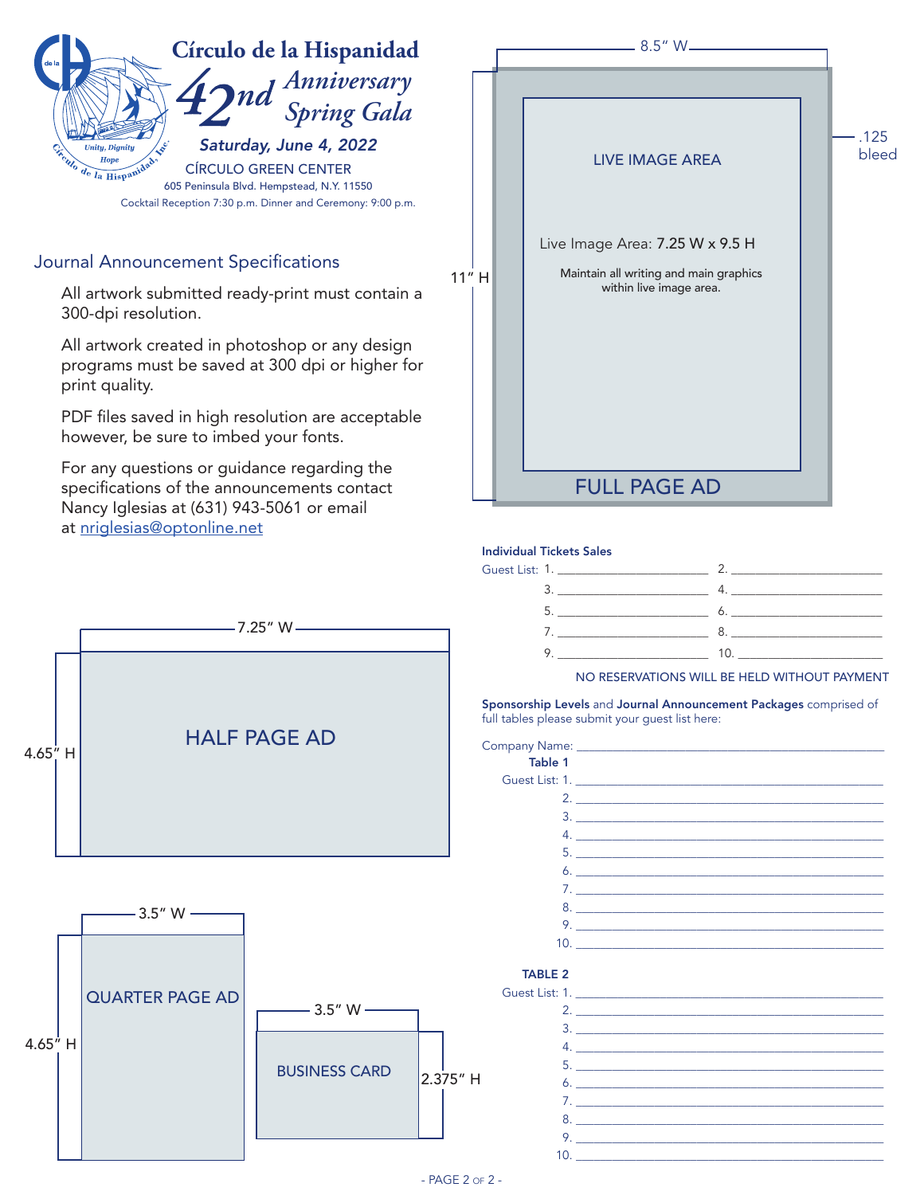# Círculo de la Hispanidad

## 42nd Anniversary Spring Gala

*Saturday, June 4, 2022*

CÍRCULO GREEN CENTER

605 Peninsula Blvd. Hempstead, N.Y. 11550

Cocktail Reception 7:30 p.m. Dinner and Ceremony: 9:00 p.m.

Unity, Dignity, Hope — Círculo de la Hispanidad, Inc.

## Journal Announcement Specifications

All artwork submitted ready-print must contain a 300-dpi resolution.

All artwork created in photoshop or any design programs must be saved at 300 dpi or higher for print quality.

PDF files saved in high resolution are acceptable however, be sure to imbed your fonts.

For any questions or guidance regarding the specifications of the announcements contact Nancy Iglesias at (631) 943-5061 or email at nriglesias@optonline.net

### FULL PAGE AD

8.5" W

11" H

.125 bleed

LIVE IMAGE AREA

Live Image Area: 7.25 W x 9.5 H

Maintain all writing and main graphics within live image area.

### HALF PAGE AD

7.25" W

4.65" H

### QUARTER PAGE AD

3.5" W

4.65" H

### BUSINESS CARD

3.5" W

2.375" H

**Individual Tickets Sales**

Guest List: 1. ____________ 2. ____________

3. ____________ 4. ____________

5. ____________ 6. ____________

7. ____________ 8. ____________

9. ____________ 10. ____________

NO RESERVATIONS WILL BE HELD WITHOUT PAYMENT

**Sponsorship Levels** and **Journal Announcement Packages** comprised of full tables please submit your guest list here:

Company Name: ________________________

**Table 1**

Guest List: 1. ________________________

2. ________________________

3. ________________________

4. ________________________

5. ________________________

6. ________________________

7. ________________________

8. ________________________

9. ________________________

10. ________________________

**TABLE 2**

Guest List: 1. ________________________

2. ________________________

3. ________________________

4. ________________________

5. ________________________

6. ________________________

7. ________________________

8. ________________________

9. ________________________

10. ________________________